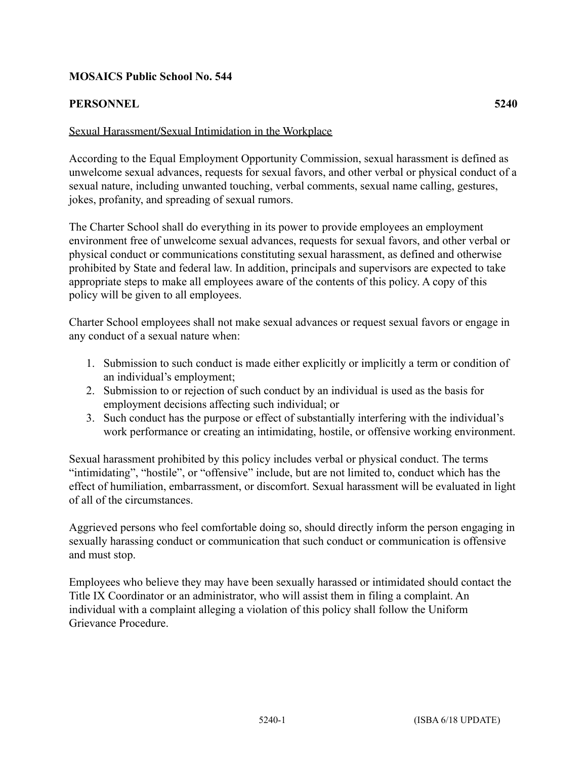**MOSAICS Public School No. 544**

**PERSONNEL** **5240**

<u>Sexual Harassment/Sexual Intimidation in the Workplace</u>

According to the Equal Employment Opportunity Commission, sexual harassment is defined as unwelcome sexual advances, requests for sexual favors, and other verbal or physical conduct of a sexual nature, including unwanted touching, verbal comments, sexual name calling, gestures, jokes, profanity, and spreading of sexual rumors.

The Charter School shall do everything in its power to provide employees an employment environment free of unwelcome sexual advances, requests for sexual favors, and other verbal or physical conduct or communications constituting sexual harassment, as defined and otherwise prohibited by State and federal law. In addition, principals and supervisors are expected to take appropriate steps to make all employees aware of the contents of this policy. A copy of this policy will be given to all employees.

Charter School employees shall not make sexual advances or request sexual favors or engage in any conduct of a sexual nature when:

1. Submission to such conduct is made either explicitly or implicitly a term or condition of an individual's employment;
2. Submission to or rejection of such conduct by an individual is used as the basis for employment decisions affecting such individual; or
3. Such conduct has the purpose or effect of substantially interfering with the individual's work performance or creating an intimidating, hostile, or offensive working environment.

Sexual harassment prohibited by this policy includes verbal or physical conduct. The terms "intimidating", "hostile", or "offensive" include, but are not limited to, conduct which has the effect of humiliation, embarrassment, or discomfort. Sexual harassment will be evaluated in light of all of the circumstances.

Aggrieved persons who feel comfortable doing so, should directly inform the person engaging in sexually harassing conduct or communication that such conduct or communication is offensive and must stop.

Employees who believe they may have been sexually harassed or intimidated should contact the Title IX Coordinator or an administrator, who will assist them in filing a complaint. An individual with a complaint alleging a violation of this policy shall follow the Uniform Grievance Procedure.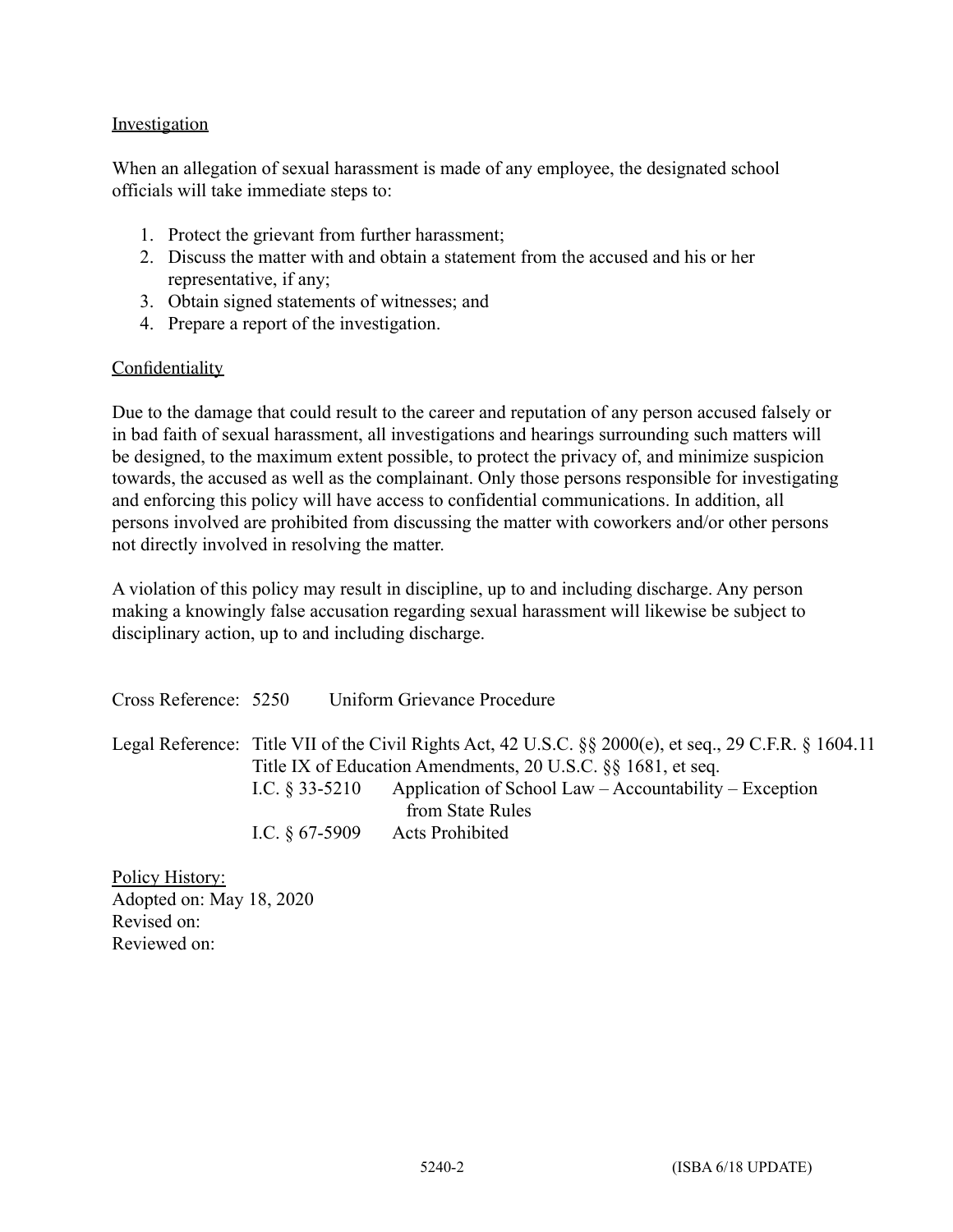Investigation

When an allegation of sexual harassment is made of any employee, the designated school officials will take immediate steps to:

1. Protect the grievant from further harassment;
2. Discuss the matter with and obtain a statement from the accused and his or her representative, if any;
3. Obtain signed statements of witnesses; and
4. Prepare a report of the investigation.

Confidentiality

Due to the damage that could result to the career and reputation of any person accused falsely or in bad faith of sexual harassment, all investigations and hearings surrounding such matters will be designed, to the maximum extent possible, to protect the privacy of, and minimize suspicion towards, the accused as well as the complainant. Only those persons responsible for investigating and enforcing this policy will have access to confidential communications. In addition, all persons involved are prohibited from discussing the matter with coworkers and/or other persons not directly involved in resolving the matter.

A violation of this policy may result in discipline, up to and including discharge. Any person making a knowingly false accusation regarding sexual harassment will likewise be subject to disciplinary action, up to and including discharge.

Cross Reference: 5250 Uniform Grievance Procedure

Legal Reference: Title VII of the Civil Rights Act, 42 U.S.C. §§ 2000(e), et seq., 29 C.F.R. § 1604.11
Title IX of Education Amendments, 20 U.S.C. §§ 1681, et seq.
I.C. § 33-5210 Application of School Law – Accountability – Exception from State Rules
I.C. § 67-5909 Acts Prohibited

Policy History:
Adopted on: May 18, 2020
Revised on:
Reviewed on:

5240-2 (ISBA 6/18 UPDATE)